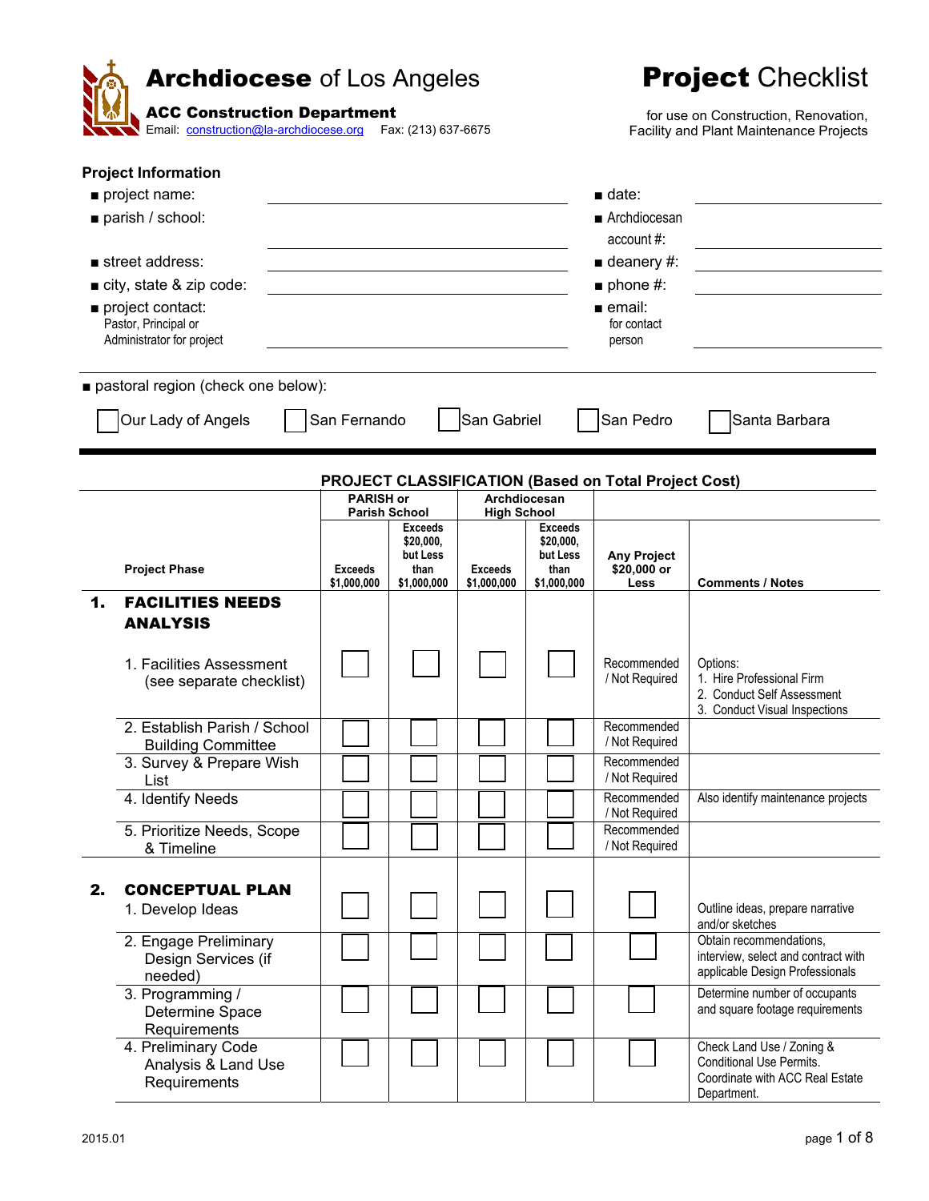# Archdiocese of Los Angeles

**ACC Construction Department**
Email: construction@la-archdiocese.org Fax: (213) 637-6675

# Project Checklist

for use on Construction, Renovation, Facility and Plant Maintenance Projects

## Project Information

- project name: ____________________
- parish / school: ____________________
- street address: ____________________
- city, state & zip code: ____________________
- project contact: Pastor, Principal or Administrator for project ____________________
- date: ____________________
- Archdiocesan account #: ____________________
- deanery #: ____________________
- phone #: ____________________
- email: for contact person ____________________

- pastoral region (check one below):

☐ Our Lady of Angels ☐ San Fernando ☐ San Gabriel ☐ San Pedro ☐ Santa Barbara

## PROJECT CLASSIFICATION (Based on Total Project Cost)

| Project Phase | PARISH or Parish School | | Archdiocesan High School | | | |
|---|---|---|---|---|---|---|
| | Exceeds $1,000,000 | Exceeds $20,000, but Less than $1,000,000 | Exceeds $1,000,000 | Exceeds $20,000, but Less than $1,000,000 | Any Project $20,000 or Less | Comments / Notes |
| **1. FACILITIES NEEDS ANALYSIS** | | | | | | |
| 1. Facilities Assessment (see separate checklist) | ☐ | ☐ | ☐ | ☐ | Recommended / Not Required | Options: 1. Hire Professional Firm 2. Conduct Self Assessment 3. Conduct Visual Inspections |
| 2. Establish Parish / School Building Committee | ☐ | ☐ | ☐ | ☐ | Recommended / Not Required | |
| 3. Survey & Prepare Wish List | ☐ | ☐ | ☐ | ☐ | Recommended / Not Required | |
| 4. Identify Needs | ☐ | ☐ | ☐ | ☐ | Recommended / Not Required | Also identify maintenance projects |
| 5. Prioritize Needs, Scope & Timeline | ☐ | ☐ | ☐ | ☐ | Recommended / Not Required | |
| **2. CONCEPTUAL PLAN** | | | | | | |
| 1. Develop Ideas | ☐ | ☐ | ☐ | ☐ | ☐ | Outline ideas, prepare narrative and/or sketches |
| 2. Engage Preliminary Design Services (if needed) | ☐ | ☐ | ☐ | ☐ | ☐ | Obtain recommendations, interview, select and contract with applicable Design Professionals |
| 3. Programming / Determine Space Requirements | ☐ | ☐ | ☐ | ☐ | ☐ | Determine number of occupants and square footage requirements |
| 4. Preliminary Code Analysis & Land Use Requirements | ☐ | ☐ | ☐ | ☐ | ☐ | Check Land Use / Zoning & Conditional Use Permits. Coordinate with ACC Real Estate Department. |

2015.01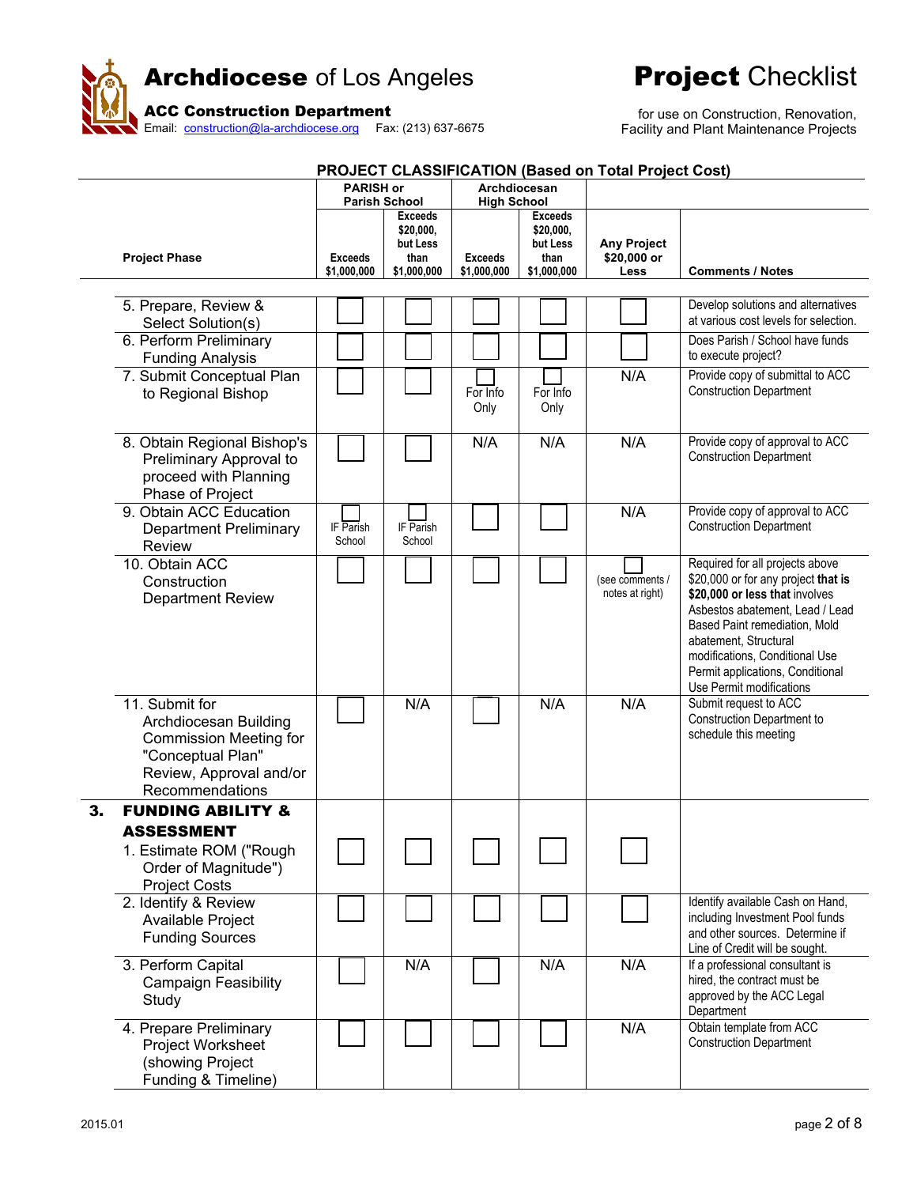# Archdiocese of Los Angeles

## ACC Construction Department

Email: construction@la-archdiocese.org Fax: (213) 637-6675

# Project Checklist

for use on Construction, Renovation, Facility and Plant Maintenance Projects

**PROJECT CLASSIFICATION (Based on Total Project Cost)**

| Project Phase | PARISH or Parish School | | Archdiocesan High School | | | |
|---|---|---|---|---|---|---|
| | Exceeds $1,000,000 | Exceeds $20,000, but Less than $1,000,000 | Exceeds $1,000,000 | Exceeds $20,000, but Less than $1,000,000 | Any Project $20,000 or Less | Comments / Notes |
| 5. Prepare, Review & Select Solution(s) | ☐ | ☐ | ☐ | ☐ | ☐ | Develop solutions and alternatives at various cost levels for selection. |
| 6. Perform Preliminary Funding Analysis | ☐ | ☐ | ☐ | ☐ | ☐ | Does Parish / School have funds to execute project? |
| 7. Submit Conceptual Plan to Regional Bishop | ☐ | ☐ | ☐ For Info Only | ☐ For Info Only | N/A | Provide copy of submittal to ACC Construction Department |
| 8. Obtain Regional Bishop's Preliminary Approval to proceed with Planning Phase of Project | ☐ | ☐ | N/A | N/A | N/A | Provide copy of approval to ACC Construction Department |
| 9. Obtain ACC Education Department Preliminary Review | ☐ IF Parish School | ☐ IF Parish School | ☐ | ☐ | N/A | Provide copy of approval to ACC Construction Department |
| 10. Obtain ACC Construction Department Review | ☐ | ☐ | ☐ | ☐ | ☐ (see comments / notes at right) | Required for all projects above $20,000 or for any project **that is $20,000 or less that** involves Asbestos abatement, Lead / Lead Based Paint remediation, Mold abatement, Structural modifications, Conditional Use Permit applications, Conditional Use Permit modifications |
| 11. Submit for Archdiocesan Building Commission Meeting for "Conceptual Plan" Review, Approval and/or Recommendations | ☐ | N/A | ☐ | N/A | N/A | Submit request to ACC Construction Department to schedule this meeting |
| **3. FUNDING ABILITY & ASSESSMENT** | | | | | | |
| 1. Estimate ROM ("Rough Order of Magnitude") Project Costs | ☐ | ☐ | ☐ | ☐ | ☐ | |
| 2. Identify & Review Available Project Funding Sources | ☐ | ☐ | ☐ | ☐ | ☐ | Identify available Cash on Hand, including Investment Pool funds and other sources. Determine if Line of Credit will be sought. |
| 3. Perform Capital Campaign Feasibility Study | ☐ | N/A | ☐ | N/A | N/A | If a professional consultant is hired, the contract must be approved by the ACC Legal Department |
| 4. Prepare Preliminary Project Worksheet (showing Project Funding & Timeline) | ☐ | ☐ | ☐ | ☐ | N/A | Obtain template from ACC Construction Department |

2015.01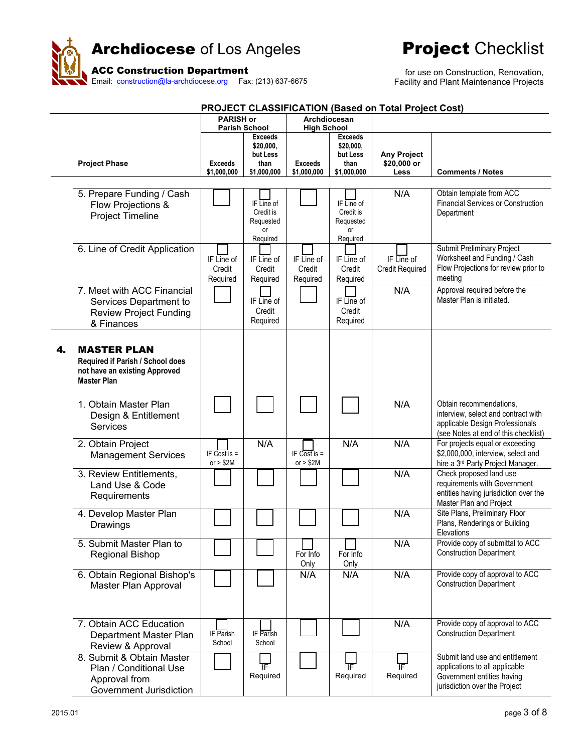# Archdiocese of Los Angeles

**ACC Construction Department**
Email: construction@la-archdiocese.org Fax: (213) 637-6675

# Project Checklist

for use on Construction, Renovation, Facility and Plant Maintenance Projects

**PROJECT CLASSIFICATION (Based on Total Project Cost)**

| Project Phase | PARISH or Parish School | | Archdiocesan High School | | | |
|---|---|---|---|---|---|---|
| | Exceeds $1,000,000 | Exceeds $20,000, but Less than $1,000,000 | Exceeds $1,000,000 | Exceeds $20,000, but Less than $1,000,000 | Any Project $20,000 or Less | Comments / Notes |
| 5. Prepare Funding / Cash Flow Projections & Project Timeline | ☐ | ☐ IF Line of Credit is Requested or Required | ☐ | ☐ IF Line of Credit is Requested or Required | N/A | Obtain template from ACC Financial Services or Construction Department |
| 6. Line of Credit Application | ☐ IF Line of Credit Required | ☐ IF Line of Credit Required | ☐ IF Line of Credit Required | ☐ IF Line of Credit Required | ☐ IF Line of Credit Required | Submit Preliminary Project Worksheet and Funding / Cash Flow Projections for review prior to meeting |
| 7. Meet with ACC Financial Services Department to Review Project Funding & Finances | ☐ | ☐ IF Line of Credit Required | ☐ | ☐ IF Line of Credit Required | N/A | Approval required before the Master Plan is initiated. |
| **4. MASTER PLAN** **Required if Parish / School does not have an existing Approved Master Plan** | | | | | | |
| 1. Obtain Master Plan Design & Entitlement Services | ☐ | ☐ | ☐ | ☐ | N/A | Obtain recommendations, interview, select and contract with applicable Design Professionals (see Notes at end of this checklist) |
| 2. Obtain Project Management Services | ☐ IF Cost is = or > $2M | N/A | ☐ IF Cost is = or > $2M | N/A | N/A | For projects equal or exceeding $2,000,000, interview, select and hire a 3rd Party Project Manager. |
| 3. Review Entitlements, Land Use & Code Requirements | ☐ | ☐ | ☐ | ☐ | N/A | Check proposed land use requirements with Government entities having jurisdiction over the Master Plan and Project |
| 4. Develop Master Plan Drawings | ☐ | ☐ | ☐ | ☐ | N/A | Site Plans, Preliminary Floor Plans, Renderings or Building Elevations |
| 5. Submit Master Plan to Regional Bishop | ☐ | ☐ | ☐ For Info Only | ☐ For Info Only | N/A | Provide copy of submittal to ACC Construction Department |
| 6. Obtain Regional Bishop's Master Plan Approval | ☐ | ☐ | N/A | N/A | N/A | Provide copy of approval to ACC Construction Department |
| 7. Obtain ACC Education Department Master Plan Review & Approval | ☐ IF Parish School | ☐ IF Parish School | ☐ | ☐ | N/A | Provide copy of approval to ACC Construction Department |
| 8. Submit & Obtain Master Plan / Conditional Use Approval from Government Jurisdiction | ☐ | ☐ IF Required | ☐ | ☐ IF Required | ☐ IF Required | Submit land use and entitlement applications to all applicable Government entities having jurisdiction over the Project |

2015.01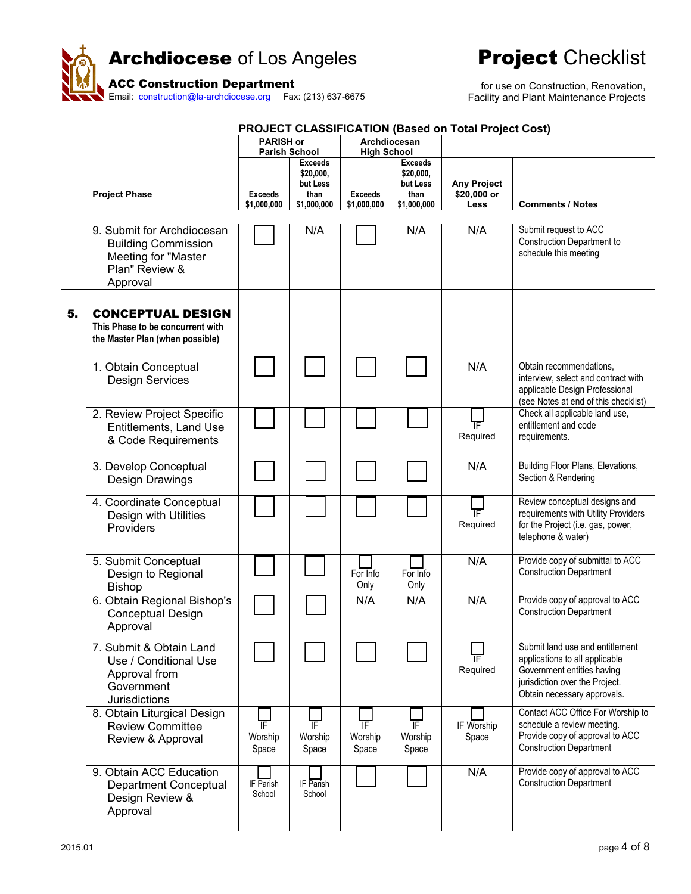# **Archdiocese** of Los Angeles

**ACC Construction Department**

Email: construction@la-archdiocese.org    Fax: (213) 637-6675

# **Project** Checklist

for use on Construction, Renovation, Facility and Plant Maintenance Projects

**PROJECT CLASSIFICATION (Based on Total Project Cost)**

| Project Phase | PARISH or Parish School | | Archdiocesan High School | | | |
|---|---|---|---|---|---|---|
| | Exceeds $1,000,000 | Exceeds $20,000, but Less than $1,000,000 | Exceeds $1,000,000 | Exceeds $20,000, but Less than $1,000,000 | Any Project $20,000 or Less | Comments / Notes |
| 9. Submit for Archdiocesan Building Commission Meeting for "Master Plan" Review & Approval | ☐ | N/A | ☐ | N/A | N/A | Submit request to ACC Construction Department to schedule this meeting |
| **5. CONCEPTUAL DESIGN** This Phase to be concurrent with the Master Plan (when possible) | | | | | | |
| 1. Obtain Conceptual Design Services | ☐ | ☐ | ☐ | ☐ | N/A | Obtain recommendations, interview, select and contract with applicable Design Professional (see Notes at end of this checklist) |
| 2. Review Project Specific Entitlements, Land Use & Code Requirements | ☐ | ☐ | ☐ | ☐ | ☐ IF Required | Check all applicable land use, entitlement and code requirements. |
| 3. Develop Conceptual Design Drawings | ☐ | ☐ | ☐ | ☐ | N/A | Building Floor Plans, Elevations, Section & Rendering |
| 4. Coordinate Conceptual Design with Utilities Providers | ☐ | ☐ | ☐ | ☐ | ☐ IF Required | Review conceptual designs and requirements with Utility Providers for the Project (i.e. gas, power, telephone & water) |
| 5. Submit Conceptual Design to Regional Bishop | ☐ | ☐ | ☐ For Info Only | ☐ For Info Only | N/A | Provide copy of submittal to ACC Construction Department |
| 6. Obtain Regional Bishop's Conceptual Design Approval | ☐ | ☐ | N/A | N/A | N/A | Provide copy of approval to ACC Construction Department |
| 7. Submit & Obtain Land Use / Conditional Use Approval from Government Jurisdictions | ☐ | ☐ | ☐ | ☐ | ☐ IF Required | Submit land use and entitlement applications to all applicable Government entities having jurisdiction over the Project. Obtain necessary approvals. |
| 8. Obtain Liturgical Design Review Committee Review & Approval | ☐ IF Worship Space | ☐ IF Worship Space | ☐ IF Worship Space | ☐ IF Worship Space | ☐ IF Worship Space | Contact ACC Office For Worship to schedule a review meeting. Provide copy of approval to ACC Construction Department |
| 9. Obtain ACC Education Department Conceptual Design Review & Approval | ☐ IF Parish School | ☐ IF Parish School | ☐ | ☐ | N/A | Provide copy of approval to ACC Construction Department |

2015.01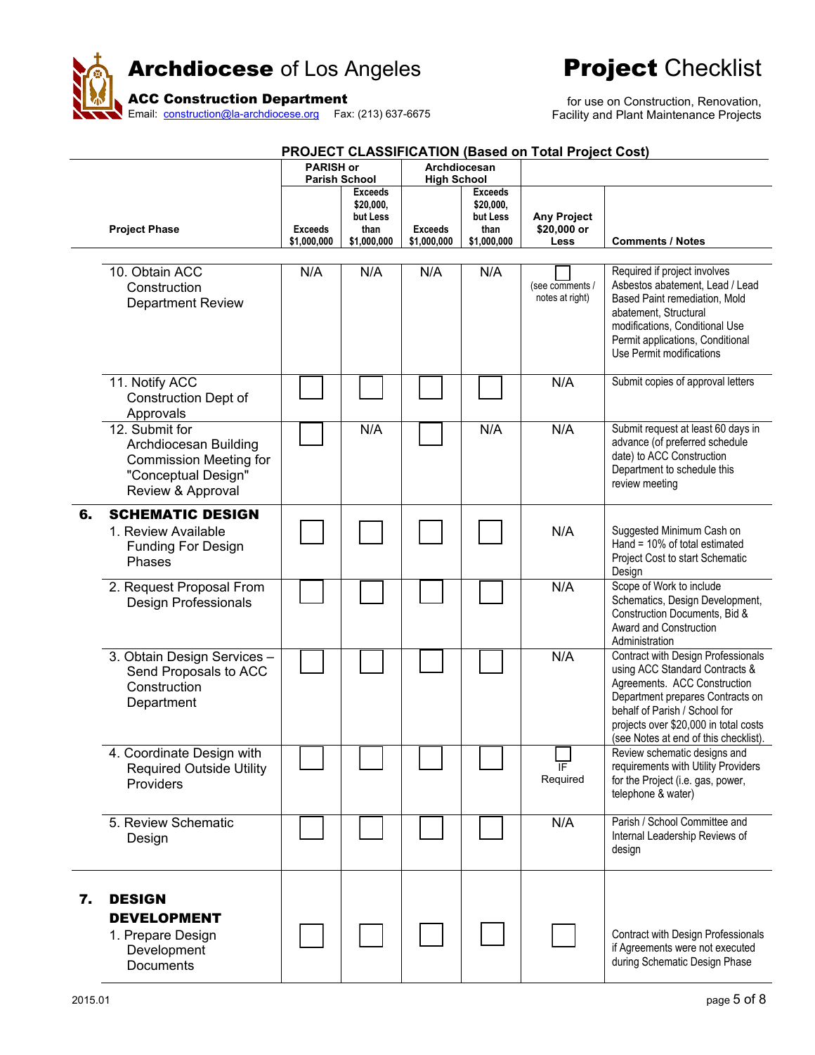# **Archdiocese** of Los Angeles

**ACC Construction Department**
Email: construction@la-archdiocese.org  Fax: (213) 637-6675

# **Project** Checklist

for use on Construction, Renovation, Facility and Plant Maintenance Projects

**PROJECT CLASSIFICATION (Based on Total Project Cost)**

| | | PARISH or Parish School | | Archdiocesan High School | | | |
|---|---|---|---|---|---|---|---|
| | **Project Phase** | **Exceeds $1,000,000** | **Exceeds $20,000, but Less than $1,000,000** | **Exceeds $1,000,000** | **Exceeds $20,000, but Less than $1,000,000** | **Any Project $20,000 or Less** | **Comments / Notes** |
| | 10. Obtain ACC Construction Department Review | N/A | N/A | N/A | N/A | ☐ (see comments / notes at right) | Required if project involves Asbestos abatement, Lead / Lead Based Paint remediation, Mold abatement, Structural modifications, Conditional Use Permit applications, Conditional Use Permit modifications |
| | 11. Notify ACC Construction Dept of Approvals | ☐ | ☐ | ☐ | ☐ | N/A | Submit copies of approval letters |
| | 12. Submit for Archdiocesan Building Commission Meeting for "Conceptual Design" Review & Approval | ☐ | N/A | ☐ | N/A | N/A | Submit request at least 60 days in advance (of preferred schedule date) to ACC Construction Department to schedule this review meeting |
| **6.** | **SCHEMATIC DESIGN** | | | | | | |
| | 1. Review Available Funding For Design Phases | ☐ | ☐ | ☐ | ☐ | N/A | Suggested Minimum Cash on Hand = 10% of total estimated Project Cost to start Schematic Design |
| | 2. Request Proposal From Design Professionals | ☐ | ☐ | ☐ | ☐ | N/A | Scope of Work to include Schematics, Design Development, Construction Documents, Bid & Award and Construction Administration |
| | 3. Obtain Design Services – Send Proposals to ACC Construction Department | ☐ | ☐ | ☐ | ☐ | N/A | Contract with Design Professionals using ACC Standard Contracts & Agreements. ACC Construction Department prepares Contracts on behalf of Parish / School for projects over $20,000 in total costs (see Notes at end of this checklist). |
| | 4. Coordinate Design with Required Outside Utility Providers | ☐ | ☐ | ☐ | ☐ | ☐ IF Required | Review schematic designs and requirements with Utility Providers for the Project (i.e. gas, power, telephone & water) |
| | 5. Review Schematic Design | ☐ | ☐ | ☐ | ☐ | N/A | Parish / School Committee and Internal Leadership Reviews of design |
| **7.** | **DESIGN DEVELOPMENT** | | | | | | |
| | 1. Prepare Design Development Documents | ☐ | ☐ | ☐ | ☐ | ☐ | Contract with Design Professionals if Agreements were not executed during Schematic Design Phase |

2015.01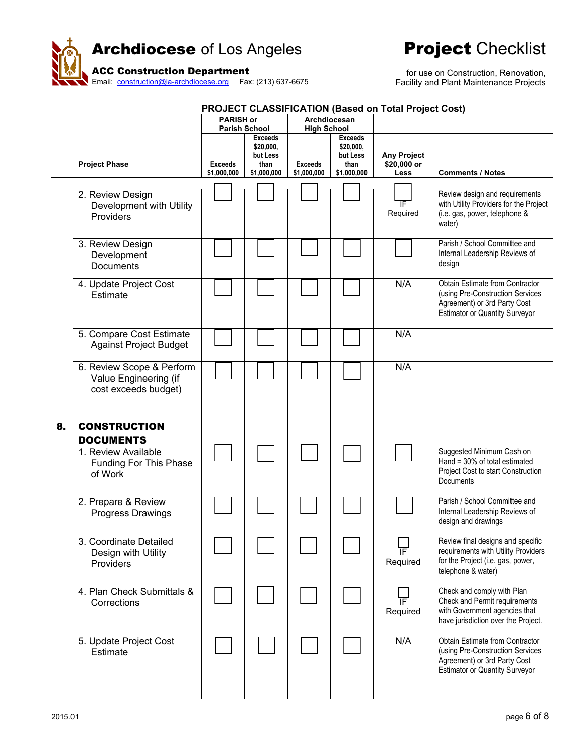# **Archdiocese** of Los Angeles

**ACC Construction Department**
Email: construction@la-archdiocese.org Fax: (213) 637-6675

# **Project** Checklist

for use on Construction, Renovation, Facility and Plant Maintenance Projects

**PROJECT CLASSIFICATION (Based on Total Project Cost)**

| Project Phase | PARISH or Parish School | | Archdiocesan High School | | | |
|---|---|---|---|---|---|---|
| | Exceeds $1,000,000 | Exceeds $20,000, but Less than $1,000,000 | Exceeds $1,000,000 | Exceeds $20,000, but Less than $1,000,000 | Any Project $20,000 or Less | Comments / Notes |
| 2. Review Design Development with Utility Providers | ☐ | ☐ | ☐ | ☐ | ☐ IF Required | Review design and requirements with Utility Providers for the Project (i.e. gas, power, telephone & water) |
| 3. Review Design Development Documents | ☐ | ☐ | ☐ | ☐ | ☐ | Parish / School Committee and Internal Leadership Reviews of design |
| 4. Update Project Cost Estimate | ☐ | ☐ | ☐ | ☐ | N/A | Obtain Estimate from Contractor (using Pre-Construction Services Agreement) or 3rd Party Cost Estimator or Quantity Surveyor |
| 5. Compare Cost Estimate Against Project Budget | ☐ | ☐ | ☐ | ☐ | N/A | |
| 6. Review Scope & Perform Value Engineering (if cost exceeds budget) | ☐ | ☐ | ☐ | ☐ | N/A | |
| **8. CONSTRUCTION DOCUMENTS** | | | | | | |
| 1. Review Available Funding For This Phase of Work | ☐ | ☐ | ☐ | ☐ | ☐ | Suggested Minimum Cash on Hand = 30% of total estimated Project Cost to start Construction Documents |
| 2. Prepare & Review Progress Drawings | ☐ | ☐ | ☐ | ☐ | ☐ | Parish / School Committee and Internal Leadership Reviews of design and drawings |
| 3. Coordinate Detailed Design with Utility Providers | ☐ | ☐ | ☐ | ☐ | ☐ IF Required | Review final designs and specific requirements with Utility Providers for the Project (i.e. gas, power, telephone & water) |
| 4. Plan Check Submittals & Corrections | ☐ | ☐ | ☐ | ☐ | ☐ IF Required | Check and comply with Plan Check and Permit requirements with Government agencies that have jurisdiction over the Project. |
| 5. Update Project Cost Estimate | ☐ | ☐ | ☐ | ☐ | N/A | Obtain Estimate from Contractor (using Pre-Construction Services Agreement) or 3rd Party Cost Estimator or Quantity Surveyor |

2015.01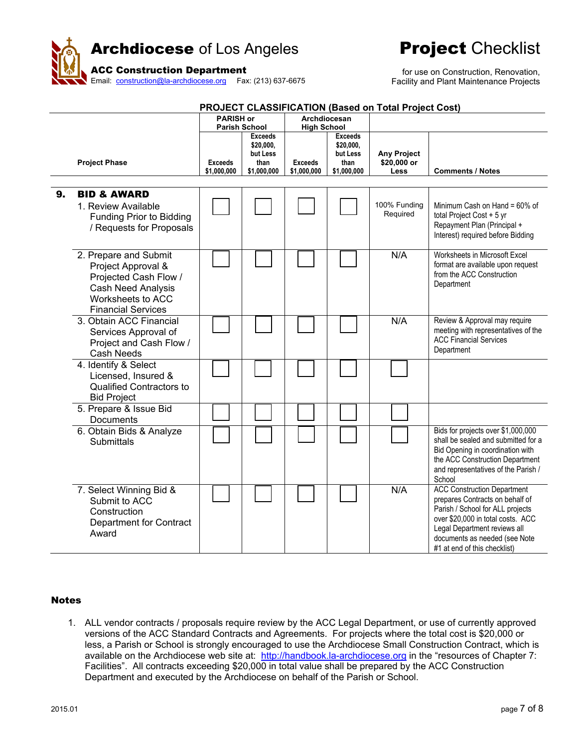# Archdiocese of Los Angeles

## ACC Construction Department

Email: construction@la-archdiocese.org Fax: (213) 637-6675

# Project Checklist

for use on Construction, Renovation, Facility and Plant Maintenance Projects

**PROJECT CLASSIFICATION (Based on Total Project Cost)**

| Project Phase | PARISH or Parish School | | Archdiocesan High School | | | |
|---|---|---|---|---|---|---|
| | Exceeds $1,000,000 | Exceeds $20,000, but Less than $1,000,000 | Exceeds $1,000,000 | Exceeds $20,000, but Less than $1,000,000 | Any Project $20,000 or Less | Comments / Notes |
| **9. BID & AWARD** | | | | | | |
| 1. Review Available Funding Prior to Bidding / Requests for Proposals | ☐ | ☐ | ☐ | ☐ | 100% Funding Required | Minimum Cash on Hand = 60% of total Project Cost + 5 yr Repayment Plan (Principal + Interest) required before Bidding |
| 2. Prepare and Submit Project Approval & Projected Cash Flow / Cash Need Analysis Worksheets to ACC Financial Services | ☐ | ☐ | ☐ | ☐ | N/A | Worksheets in Microsoft Excel format are available upon request from the ACC Construction Department |
| 3. Obtain ACC Financial Services Approval of Project and Cash Flow / Cash Needs | ☐ | ☐ | ☐ | ☐ | N/A | Review & Approval may require meeting with representatives of the ACC Financial Services Department |
| 4. Identify & Select Licensed, Insured & Qualified Contractors to Bid Project | ☐ | ☐ | ☐ | ☐ | ☐ | |
| 5. Prepare & Issue Bid Documents | ☐ | ☐ | ☐ | ☐ | ☐ | |
| 6. Obtain Bids & Analyze Submittals | ☐ | ☐ | ☐ | ☐ | ☐ | Bids for projects over $1,000,000 shall be sealed and submitted for a Bid Opening in coordination with the ACC Construction Department and representatives of the Parish / School |
| 7. Select Winning Bid & Submit to ACC Construction Department for Contract Award | ☐ | ☐ | ☐ | ☐ | N/A | ACC Construction Department prepares Contracts on behalf of Parish / School for ALL projects over $20,000 in total costs. ACC Legal Department reviews all documents as needed (see Note #1 at end of this checklist) |

## Notes

1. ALL vendor contracts / proposals require review by the ACC Legal Department, or use of currently approved versions of the ACC Standard Contracts and Agreements. For projects where the total cost is $20,000 or less, a Parish or School is strongly encouraged to use the Archdiocese Small Construction Contract, which is available on the Archdiocese web site at: http://handbook.la-archdiocese.org in the "resources of Chapter 7: Facilities". All contracts exceeding $20,000 in total value shall be prepared by the ACC Construction Department and executed by the Archdiocese on behalf of the Parish or School.

2015.01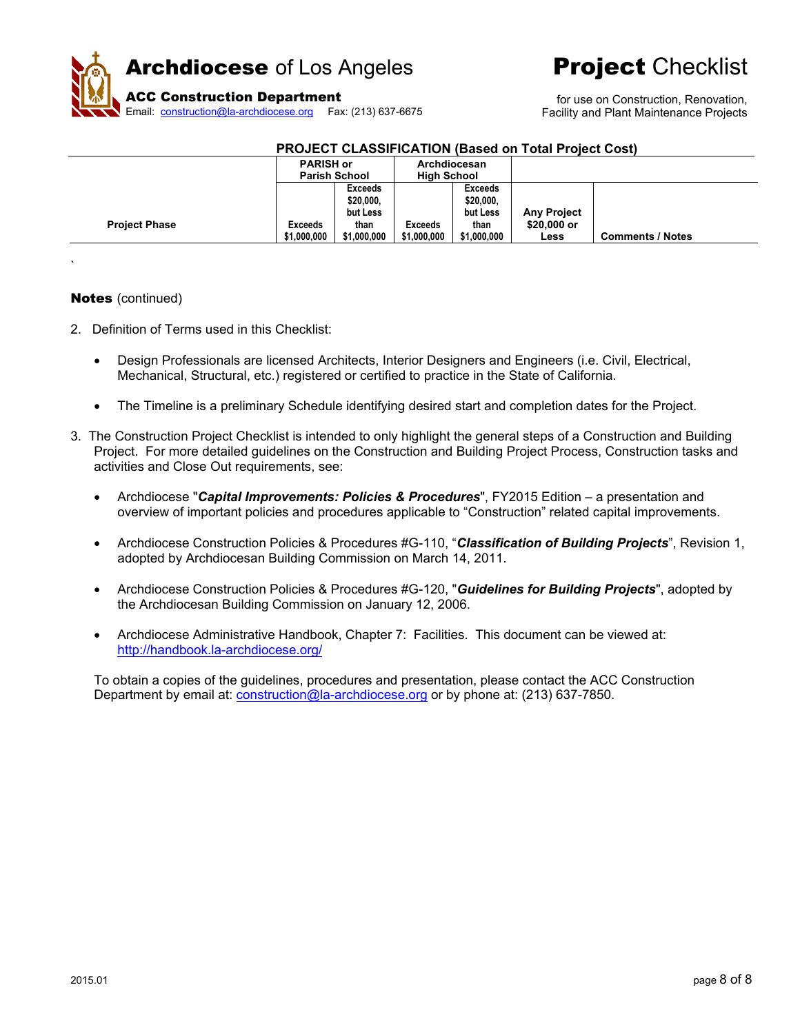# Archdiocese of Los Angeles

**ACC Construction Department**
Email: construction@la-archdiocese.org Fax: (213) 637-6675

# Project Checklist

for use on Construction, Renovation, Facility and Plant Maintenance Projects

**PROJECT CLASSIFICATION (Based on Total Project Cost)**

| Project Phase | PARISH or Parish School | | Archdiocesan High School | | Any Project $20,000 or Less | Comments / Notes |
|---|---|---|---|---|---|---|
| | Exceeds $1,000,000 | Exceeds $20,000, but Less than $1,000,000 | Exceeds $1,000,000 | Exceeds $20,000, but Less than $1,000,000 | | |

`

**Notes** (continued)

2. Definition of Terms used in this Checklist:

   - Design Professionals are licensed Architects, Interior Designers and Engineers (i.e. Civil, Electrical, Mechanical, Structural, etc.) registered or certified to practice in the State of California.
   - The Timeline is a preliminary Schedule identifying desired start and completion dates for the Project.

3. The Construction Project Checklist is intended to only highlight the general steps of a Construction and Building Project. For more detailed guidelines on the Construction and Building Project Process, Construction tasks and activities and Close Out requirements, see:

   - Archdiocese "***Capital Improvements: Policies & Procedures***", FY2015 Edition – a presentation and overview of important policies and procedures applicable to "Construction" related capital improvements.
   - Archdiocese Construction Policies & Procedures #G-110, "***Classification of Building Projects***", Revision 1, adopted by Archdiocesan Building Commission on March 14, 2011.
   - Archdiocese Construction Policies & Procedures #G-120, "***Guidelines for Building Projects***", adopted by the Archdiocesan Building Commission on January 12, 2006.
   - Archdiocese Administrative Handbook, Chapter 7: Facilities. This document can be viewed at: http://handbook.la-archdiocese.org/

   To obtain a copies of the guidelines, procedures and presentation, please contact the ACC Construction Department by email at: construction@la-archdiocese.org or by phone at: (213) 637-7850.

2015.01